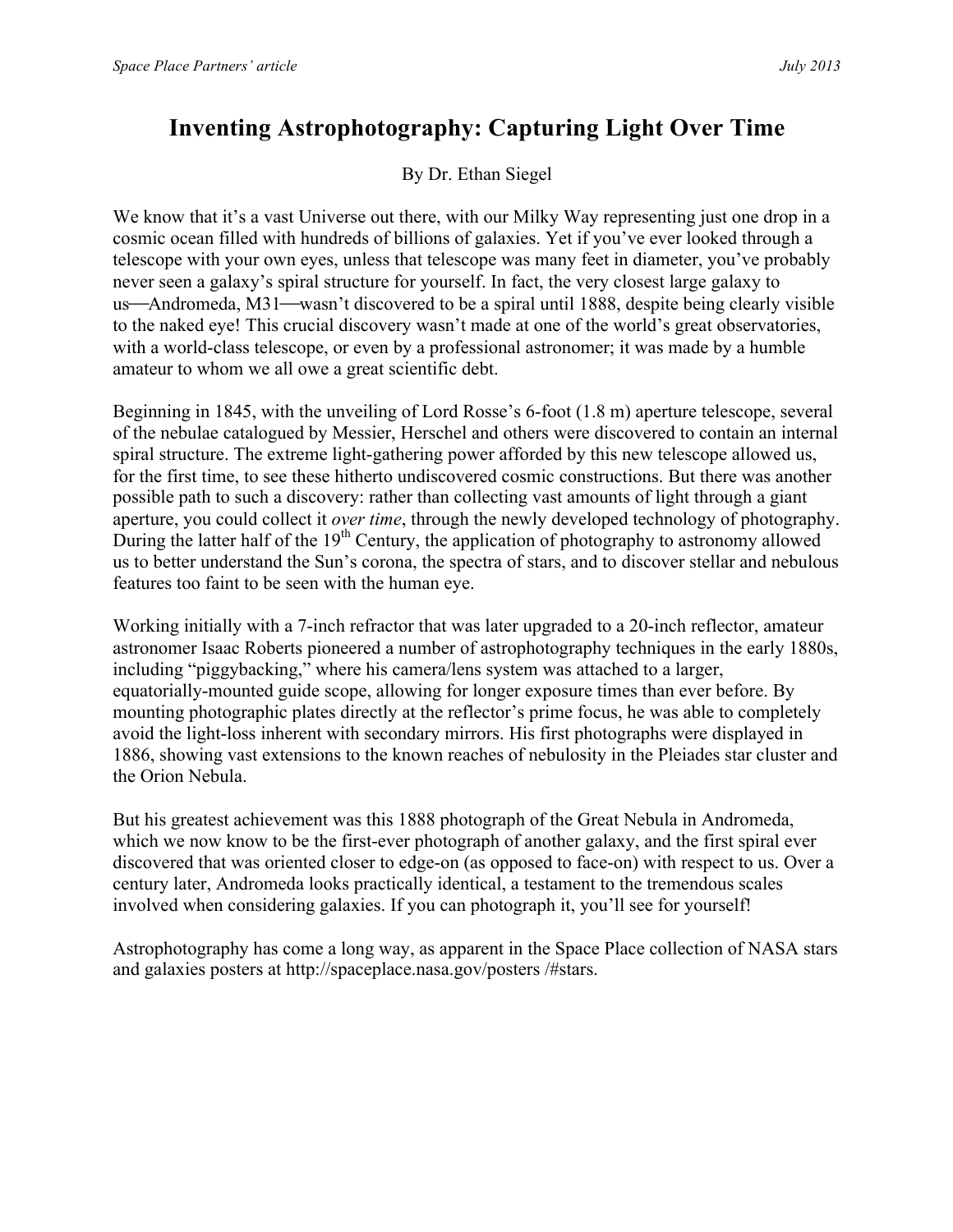# Inventing Astrophotography: Capturing Light Over Time

By Dr. Ethan Siegel

We know that it's a vast Universe out there, with our Milky Way representing just one drop in a cosmic ocean filled with hundreds of billions of galaxies. Yet if you've ever looked through a telescope with your own eyes, unless that telescope was many feet in diameter, you've probably never seen a galaxy's spiral structure for yourself. In fact, the very closest large galaxy to us—Andromeda, M31—wasn't discovered to be a spiral until 1888, despite being clearly visible to the naked eye! This crucial discovery wasn't made at one of the world's great observatories, with a world-class telescope, or even by a professional astronomer; it was made by a humble amateur to whom we all owe a great scientific debt.

Beginning in 1845, with the unveiling of Lord Rosse's 6-foot (1.8 m) aperture telescope, several of the nebulae catalogued by Messier, Herschel and others were discovered to contain an internal spiral structure. The extreme light-gathering power afforded by this new telescope allowed us, for the first time, to see these hitherto undiscovered cosmic constructions. But there was another possible path to such a discovery: rather than collecting vast amounts of light through a giant aperture, you could collect it *over time*, through the newly developed technology of photography. During the latter half of the 19th Century, the application of photography to astronomy allowed us to better understand the Sun's corona, the spectra of stars, and to discover stellar and nebulous features too faint to be seen with the human eye.

Working initially with a 7-inch refractor that was later upgraded to a 20-inch reflector, amateur astronomer Isaac Roberts pioneered a number of astrophotography techniques in the early 1880s, including "piggybacking," where his camera/lens system was attached to a larger, equatorially-mounted guide scope, allowing for longer exposure times than ever before. By mounting photographic plates directly at the reflector's prime focus, he was able to completely avoid the light-loss inherent with secondary mirrors. His first photographs were displayed in 1886, showing vast extensions to the known reaches of nebulosity in the Pleiades star cluster and the Orion Nebula.

But his greatest achievement was this 1888 photograph of the Great Nebula in Andromeda, which we now know to be the first-ever photograph of another galaxy, and the first spiral ever discovered that was oriented closer to edge-on (as opposed to face-on) with respect to us. Over a century later, Andromeda looks practically identical, a testament to the tremendous scales involved when considering galaxies. If you can photograph it, you'll see for yourself!

Astrophotography has come a long way, as apparent in the Space Place collection of NASA stars and galaxies posters at http://spaceplace.nasa.gov/posters /#stars.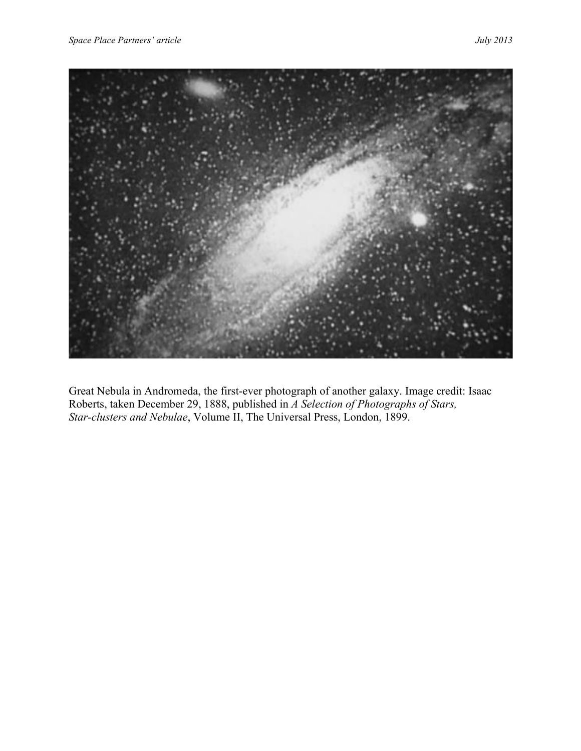Great Nebula in Andromeda, the first-ever photograph of another galaxy. Image credit: Isaac Roberts, taken December 29, 1888, published in *A Selection of Photographs of Stars, Star-clusters and Nebulae*, Volume II, The Universal Press, London, 1899.